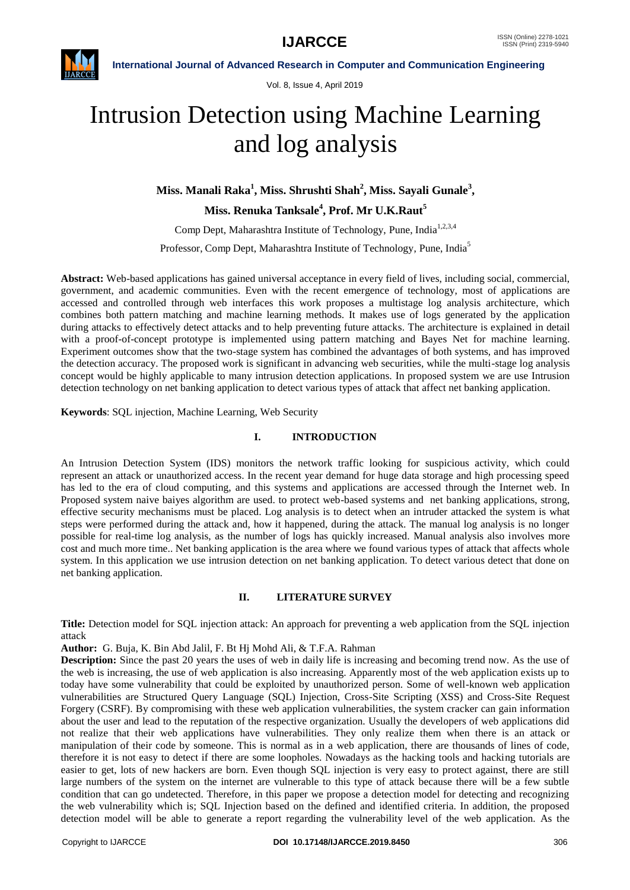# Intrusion Detection using Machine Learning and log analysis

**Miss. Manali Raka[1], Miss. Shrushti Shah[2], Miss. Sayali Gunale[3], Miss. Renuka Tanksale[4], Prof. Mr U.K.Raut[5]**

Comp Dept, Maharashtra Institute of Technology, Pune, India[1,2,3,4]

Professor, Comp Dept, Maharashtra Institute of Technology, Pune, India[5]

**Abstract:** Web-based applications has gained universal acceptance in every field of lives, including social, commercial, government, and academic communities. Even with the recent emergence of technology, most of applications are accessed and controlled through web interfaces this work proposes a multistage log analysis architecture, which combines both pattern matching and machine learning methods. It makes use of logs generated by the application during attacks to effectively detect attacks and to help preventing future attacks. The architecture is explained in detail with a proof-of-concept prototype is implemented using pattern matching and Bayes Net for machine learning. Experiment outcomes show that the two-stage system has combined the advantages of both systems, and has improved the detection accuracy. The proposed work is significant in advancing web securities, while the multi-stage log analysis concept would be highly applicable to many intrusion detection applications. In proposed system we are use Intrusion detection technology on net banking application to detect various types of attack that affect net banking application.

**Keywords**: SQL injection, Machine Learning, Web Security

## I. INTRODUCTION

An Intrusion Detection System (IDS) monitors the network traffic looking for suspicious activity, which could represent an attack or unauthorized access. In the recent year demand for huge data storage and high processing speed has led to the era of cloud computing, and this systems and applications are accessed through the Internet web. In Proposed system naive baiyes algorithm are used. to protect web-based systems and net banking applications, strong, effective security mechanisms must be placed. Log analysis is to detect when an intruder attacked the system is what steps were performed during the attack and, how it happened, during the attack. The manual log analysis is no longer possible for real-time log analysis, as the number of logs has quickly increased. Manual analysis also involves more cost and much more time.. Net banking application is the area where we found various types of attack that affects whole system. In this application we use intrusion detection on net banking application. To detect various detect that done on net banking application.

## II. LITERATURE SURVEY

**Title:** Detection model for SQL injection attack: An approach for preventing a web application from the SQL injection attack

**Author:** G. Buja, K. Bin Abd Jalil, F. Bt Hj Mohd Ali, & T.F.A. Rahman

**Description:** Since the past 20 years the uses of web in daily life is increasing and becoming trend now. As the use of the web is increasing, the use of web application is also increasing. Apparently most of the web application exists up to today have some vulnerability that could be exploited by unauthorized person. Some of well-known web application vulnerabilities are Structured Query Language (SQL) Injection, Cross-Site Scripting (XSS) and Cross-Site Request Forgery (CSRF). By compromising with these web application vulnerabilities, the system cracker can gain information about the user and lead to the reputation of the respective organization. Usually the developers of web applications did not realize that their web applications have vulnerabilities. They only realize them when there is an attack or manipulation of their code by someone. This is normal as in a web application, there are thousands of lines of code, therefore it is not easy to detect if there are some loopholes. Nowadays as the hacking tools and hacking tutorials are easier to get, lots of new hackers are born. Even though SQL injection is very easy to protect against, there are still large numbers of the system on the internet are vulnerable to this type of attack because there will be a few subtle condition that can go undetected. Therefore, in this paper we propose a detection model for detecting and recognizing the web vulnerability which is; SQL Injection based on the defined and identified criteria. In addition, the proposed detection model will be able to generate a report regarding the vulnerability level of the web application. As the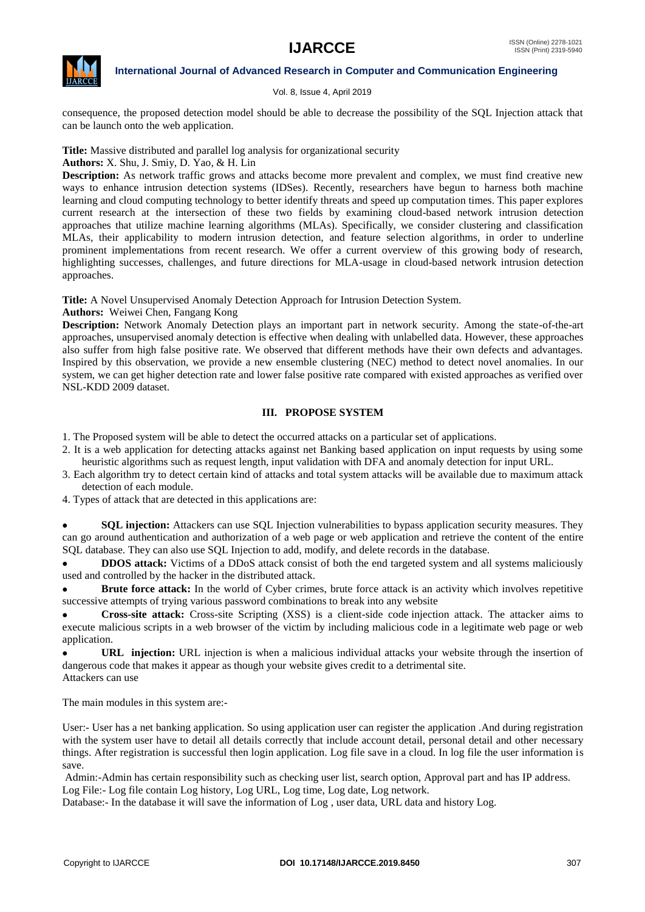consequence, the proposed detection model should be able to decrease the possibility of the SQL Injection attack that can be launch onto the web application.

**Title:** Massive distributed and parallel log analysis for organizational security

**Authors:** X. Shu, J. Smiy, D. Yao, & H. Lin

**Description:** As network traffic grows and attacks become more prevalent and complex, we must find creative new ways to enhance intrusion detection systems (IDSes). Recently, researchers have begun to harness both machine learning and cloud computing technology to better identify threats and speed up computation times. This paper explores current research at the intersection of these two fields by examining cloud-based network intrusion detection approaches that utilize machine learning algorithms (MLAs). Specifically, we consider clustering and classification MLAs, their applicability to modern intrusion detection, and feature selection algorithms, in order to underline prominent implementations from recent research. We offer a current overview of this growing body of research, highlighting successes, challenges, and future directions for MLA-usage in cloud-based network intrusion detection approaches.

**Title:** A Novel Unsupervised Anomaly Detection Approach for Intrusion Detection System.

**Authors:** Weiwei Chen, Fangang Kong

**Description:** Network Anomaly Detection plays an important part in network security. Among the state-of-the-art approaches, unsupervised anomaly detection is effective when dealing with unlabelled data. However, these approaches also suffer from high false positive rate. We observed that different methods have their own defects and advantages. Inspired by this observation, we provide a new ensemble clustering (NEC) method to detect novel anomalies. In our system, we can get higher detection rate and lower false positive rate compared with existed approaches as verified over NSL-KDD 2009 dataset.

## III. PROPOSE SYSTEM

1. The Proposed system will be able to detect the occurred attacks on a particular set of applications.
2. It is a web application for detecting attacks against net Banking based application on input requests by using some heuristic algorithms such as request length, input validation with DFA and anomaly detection for input URL.
3. Each algorithm try to detect certain kind of attacks and total system attacks will be available due to maximum attack detection of each module.
4. Types of attack that are detected in this applications are:

- **SQL injection:** Attackers can use SQL Injection vulnerabilities to bypass application security measures. They can go around authentication and authorization of a web page or web application and retrieve the content of the entire SQL database. They can also use SQL Injection to add, modify, and delete records in the database.
- **DDOS attack:** Victims of a DDoS attack consist of both the end targeted system and all systems maliciously used and controlled by the hacker in the distributed attack.
- **Brute force attack:** In the world of Cyber crimes, brute force attack is an activity which involves repetitive successive attempts of trying various password combinations to break into any website
- **Cross-site attack:** Cross-site Scripting (XSS) is a client-side code injection attack. The attacker aims to execute malicious scripts in a web browser of the victim by including malicious code in a legitimate web page or web application.
- **URL injection:** URL injection is when a malicious individual attacks your website through the insertion of dangerous code that makes it appear as though your website gives credit to a detrimental site.
Attackers can use

The main modules in this system are:-

User:- User has a net banking application. So using application user can register the application .And during registration with the system user have to detail all details correctly that include account detail, personal detail and other necessary things. After registration is successful then login application. Log file save in a cloud. In log file the user information is save.

Admin:-Admin has certain responsibility such as checking user list, search option, Approval part and has IP address.
Log File:- Log file contain Log history, Log URL, Log time, Log date, Log network.
Database:- In the database it will save the information of Log , user data, URL data and history Log.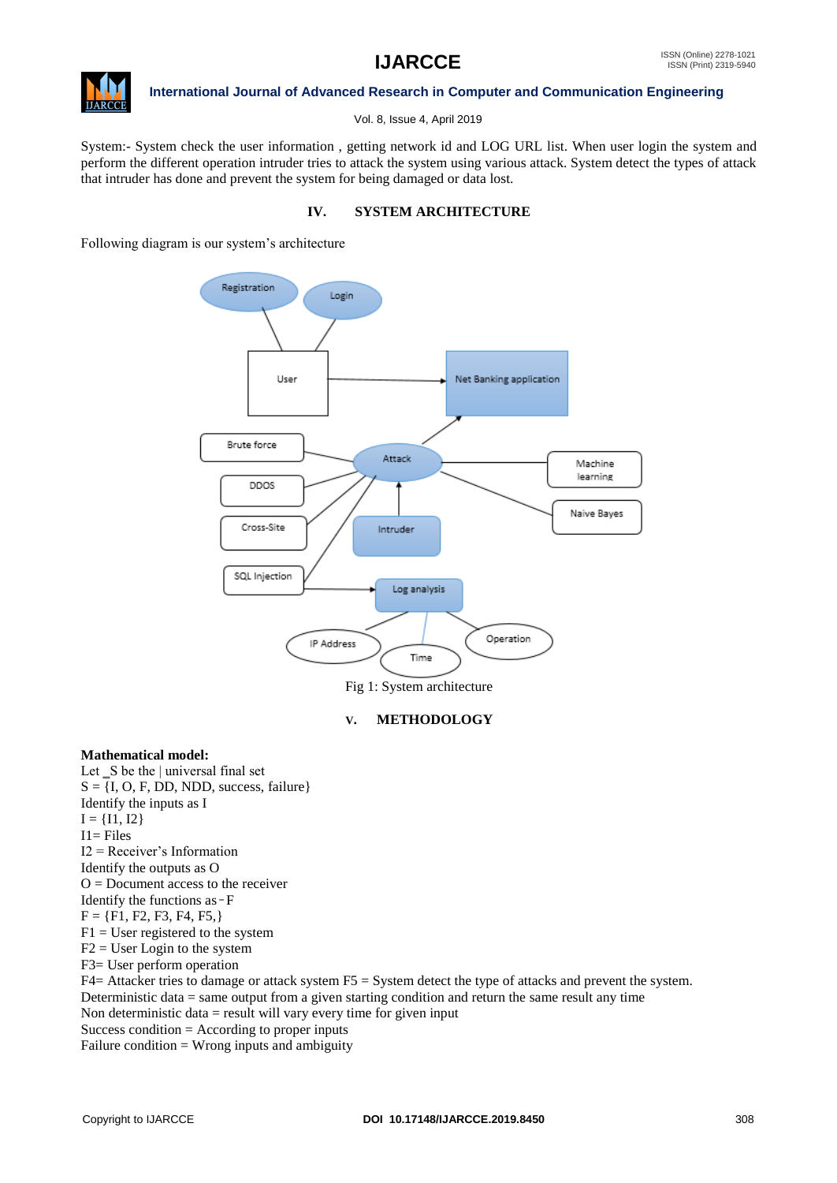System:- System check the user information , getting network id and LOG URL list. When user login the system and perform the different operation intruder tries to attack the system using various attack. System detect the types of attack that intruder has done and prevent the system for being damaged or data lost.

## IV. SYSTEM ARCHITECTURE

Following diagram is our system's architecture

Fig 1: System architecture

## V. METHODOLOGY

**Mathematical model:**

Let _S be the | universal final set
S = {I, O, F, DD, NDD, success, failure}
Identify the inputs as I
I = {I1, I2}
I1= Files
I2 = Receiver's Information
Identify the outputs as O
O = Document access to the receiver
Identify the functions as - F
F = {F1, F2, F3, F4, F5,}
F1 = User registered to the system
F2 = User Login to the system
F3= User perform operation
F4= Attacker tries to damage or attack system F5 = System detect the type of attacks and prevent the system.
Deterministic data = same output from a given starting condition and return the same result any time
Non deterministic data = result will vary every time for given input
Success condition = According to proper inputs
Failure condition = Wrong inputs and ambiguity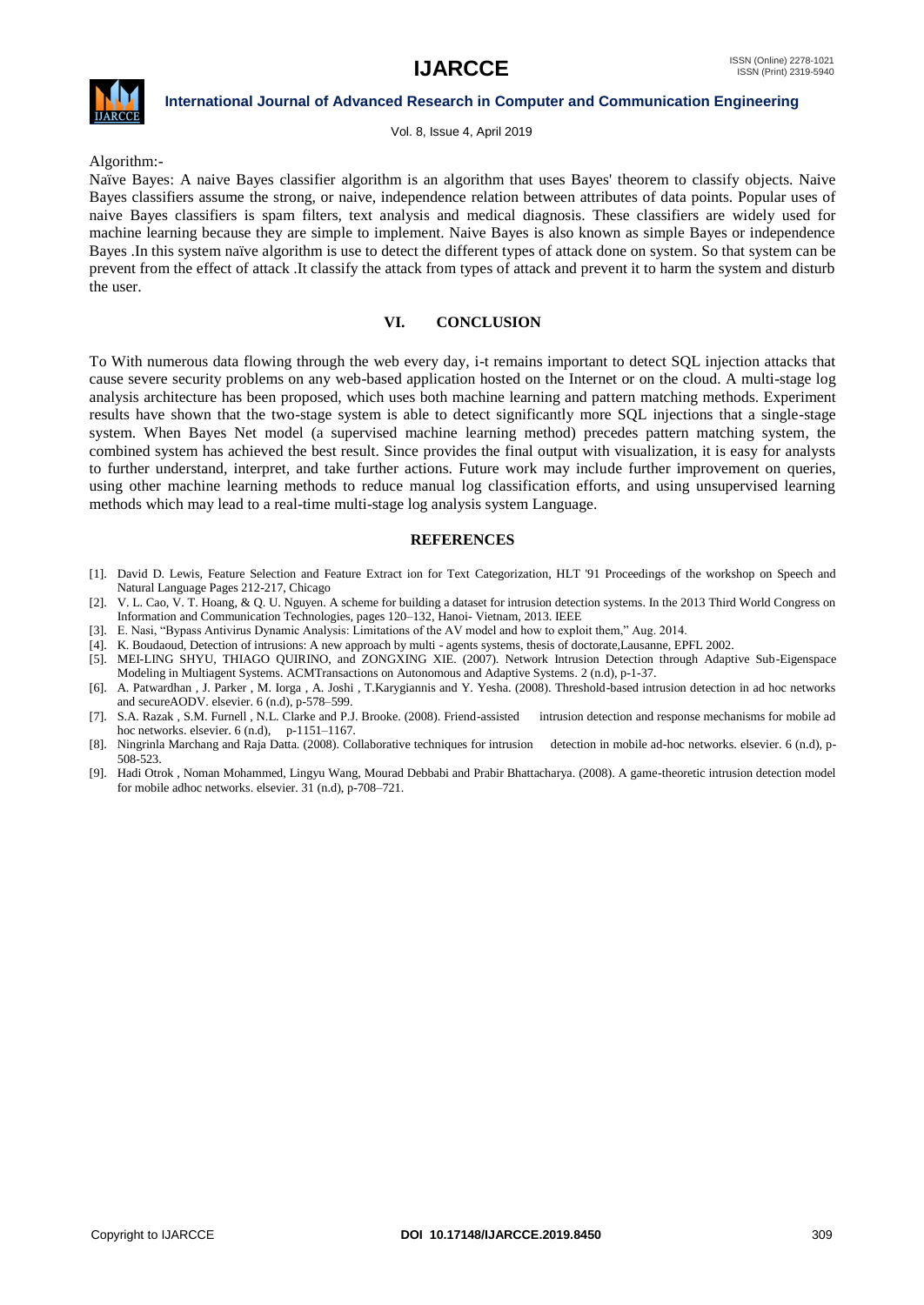Algorithm:-

Naïve Bayes: A naive Bayes classifier algorithm is an algorithm that uses Bayes' theorem to classify objects. Naive Bayes classifiers assume the strong, or naive, independence relation between attributes of data points. Popular uses of naive Bayes classifiers is spam filters, text analysis and medical diagnosis. These classifiers are widely used for machine learning because they are simple to implement. Naive Bayes is also known as simple Bayes or independence Bayes .In this system naïve algorithm is use to detect the different types of attack done on system. So that system can be prevent from the effect of attack .It classify the attack from types of attack and prevent it to harm the system and disturb the user.

## VI. CONCLUSION

To With numerous data flowing through the web every day, i-t remains important to detect SQL injection attacks that cause severe security problems on any web-based application hosted on the Internet or on the cloud. A multi-stage log analysis architecture has been proposed, which uses both machine learning and pattern matching methods. Experiment results have shown that the two-stage system is able to detect significantly more SQL injections that a single-stage system. When Bayes Net model (a supervised machine learning method) precedes pattern matching system, the combined system has achieved the best result. Since provides the final output with visualization, it is easy for analysts to further understand, interpret, and take further actions. Future work may include further improvement on queries, using other machine learning methods to reduce manual log classification efforts, and using unsupervised learning methods which may lead to a real-time multi-stage log analysis system Language.

## REFERENCES

[1]. David D. Lewis, Feature Selection and Feature Extract ion for Text Categorization, HLT '91 Proceedings of the workshop on Speech and Natural Language Pages 212-217, Chicago

[2]. V. L. Cao, V. T. Hoang, & Q. U. Nguyen. A scheme for building a dataset for intrusion detection systems. In the 2013 Third World Congress on Information and Communication Technologies, pages 120–132, Hanoi- Vietnam, 2013. IEEE

[3]. E. Nasi, "Bypass Antivirus Dynamic Analysis: Limitations of the AV model and how to exploit them," Aug. 2014.

[4]. K. Boudaoud, Detection of intrusions: A new approach by multi - agents systems, thesis of doctorate,Lausanne, EPFL 2002.

[5]. MEI-LING SHYU, THIAGO QUIRINO, and ZONGXING XIE. (2007). Network Intrusion Detection through Adaptive Sub-Eigenspace Modeling in Multiagent Systems. ACMTransactions on Autonomous and Adaptive Systems. 2 (n.d), p-1-37.

[6]. A. Patwardhan , J. Parker , M. Iorga , A. Joshi , T.Karygiannis and Y. Yesha. (2008). Threshold-based intrusion detection in ad hoc networks and secureAODV. elsevier. 6 (n.d), p-578–599.

[7]. S.A. Razak , S.M. Furnell , N.L. Clarke and P.J. Brooke. (2008). Friend-assisted intrusion detection and response mechanisms for mobile ad hoc networks. elsevier. 6 (n.d), p-1151–1167.

[8]. Ningrinla Marchang and Raja Datta. (2008). Collaborative techniques for intrusion detection in mobile ad-hoc networks. elsevier. 6 (n.d), p-508-523.

[9]. Hadi Otrok , Noman Mohammed, Lingyu Wang, Mourad Debbabi and Prabir Bhattacharya. (2008). A game-theoretic intrusion detection model for mobile adhoc networks. elsevier. 31 (n.d), p-708–721.